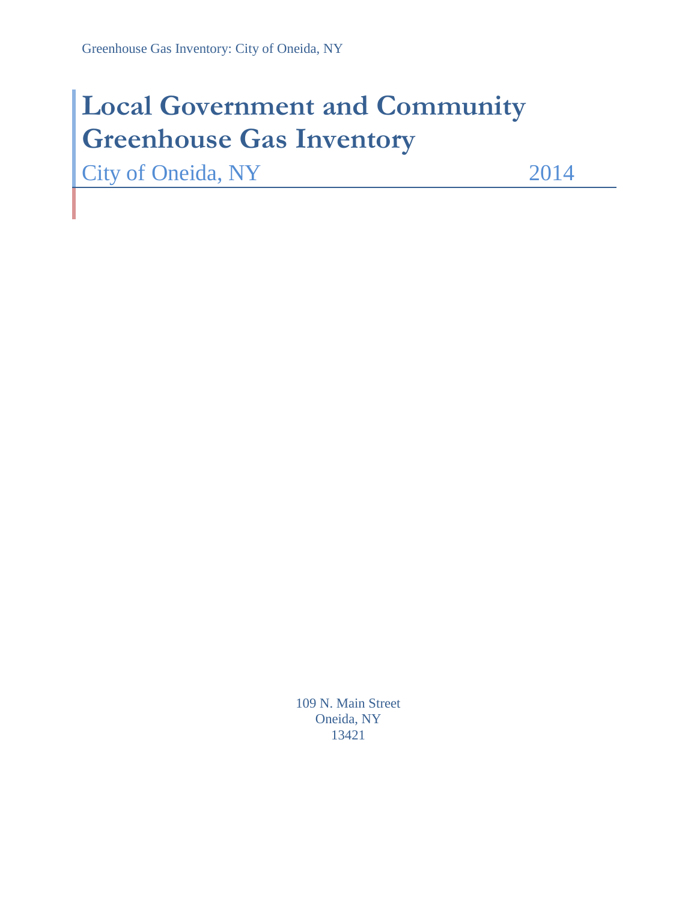# Local Government and Community Greenhouse Gas Inventory

City of Oneida, NY 2014

109 N. Main Street
Oneida, NY
13421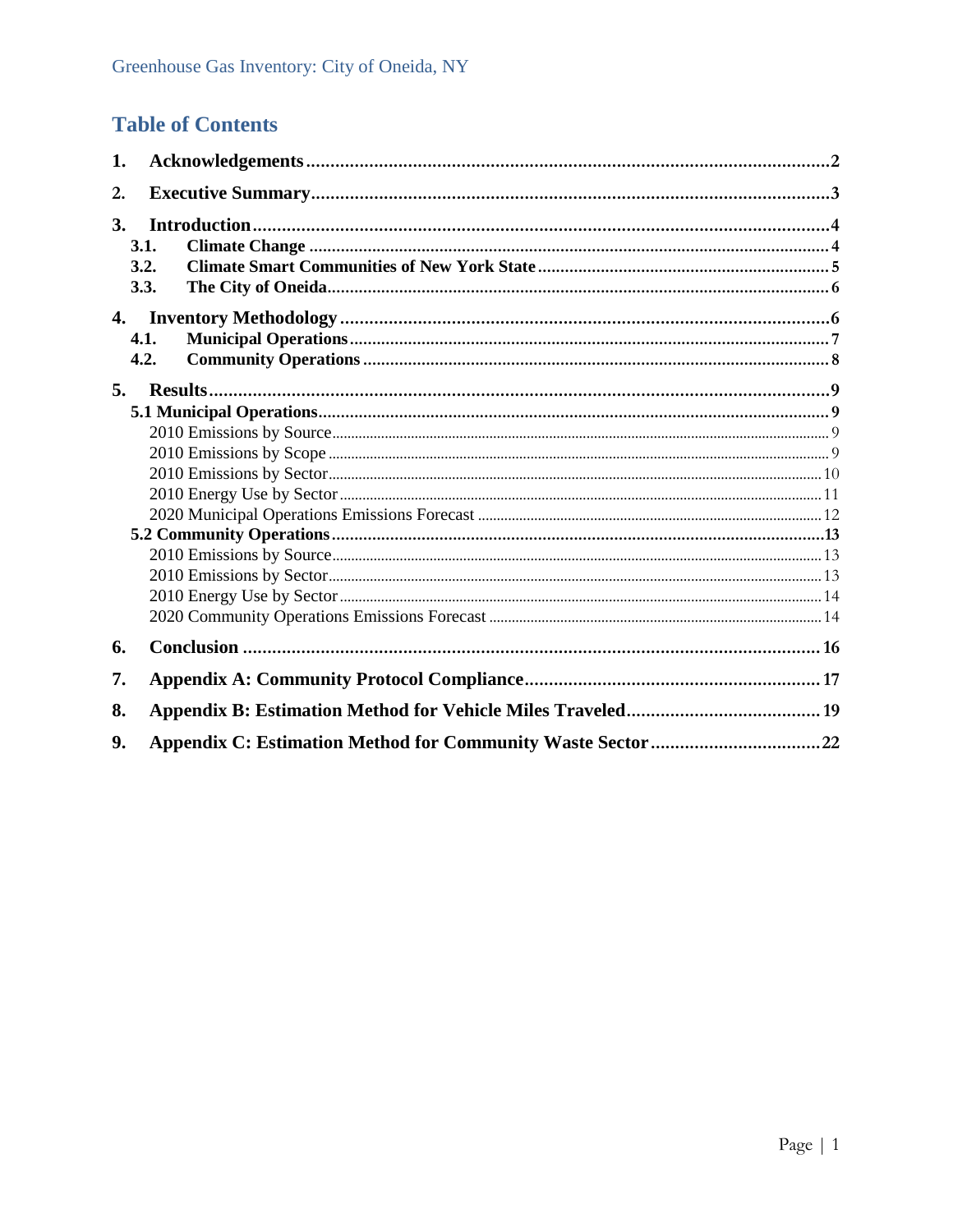# Table of Contents

1. **Acknowledgements** ..... 2
2. **Executive Summary** ..... 3
3. **Introduction** ..... 4
   - 3.1. **Climate Change** ..... 4
   - 3.2. **Climate Smart Communities of New York State** ..... 5
   - 3.3. **The City of Oneida** ..... 6
4. **Inventory Methodology** ..... 6
   - 4.1. **Municipal Operations** ..... 7
   - 4.2. **Community Operations** ..... 8
5. **Results** ..... 9
   - **5.1 Municipal Operations** ..... 9
     - 2010 Emissions by Source ..... 9
     - 2010 Emissions by Scope ..... 9
     - 2010 Emissions by Sector ..... 10
     - 2010 Energy Use by Sector ..... 11
     - 2020 Municipal Operations Emissions Forecast ..... 12
   - **5.2 Community Operations** ..... 13
     - 2010 Emissions by Source ..... 13
     - 2010 Emissions by Sector ..... 13
     - 2010 Energy Use by Sector ..... 14
     - 2020 Community Operations Emissions Forecast ..... 14
6. **Conclusion** ..... 16
7. **Appendix A: Community Protocol Compliance** ..... 17
8. **Appendix B: Estimation Method for Vehicle Miles Traveled** ..... 19
9. **Appendix C: Estimation Method for Community Waste Sector** ..... 22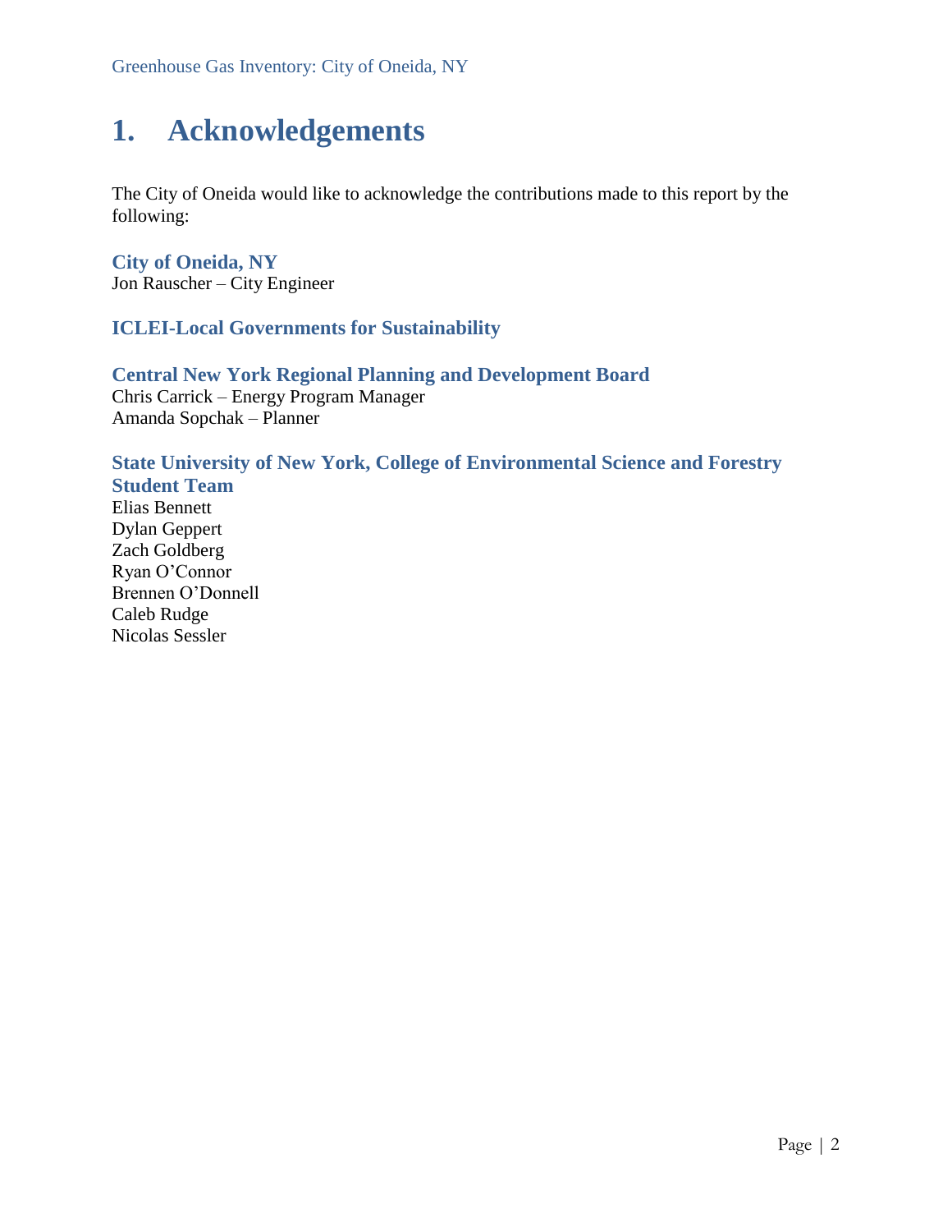# 1. Acknowledgements

The City of Oneida would like to acknowledge the contributions made to this report by the following:

### City of Oneida, NY

Jon Rauscher – City Engineer

### ICLEI-Local Governments for Sustainability

### Central New York Regional Planning and Development Board

Chris Carrick – Energy Program Manager
Amanda Sopchak – Planner

### State University of New York, College of Environmental Science and Forestry Student Team

Elias Bennett
Dylan Geppert
Zach Goldberg
Ryan O'Connor
Brennen O'Donnell
Caleb Rudge
Nicolas Sessler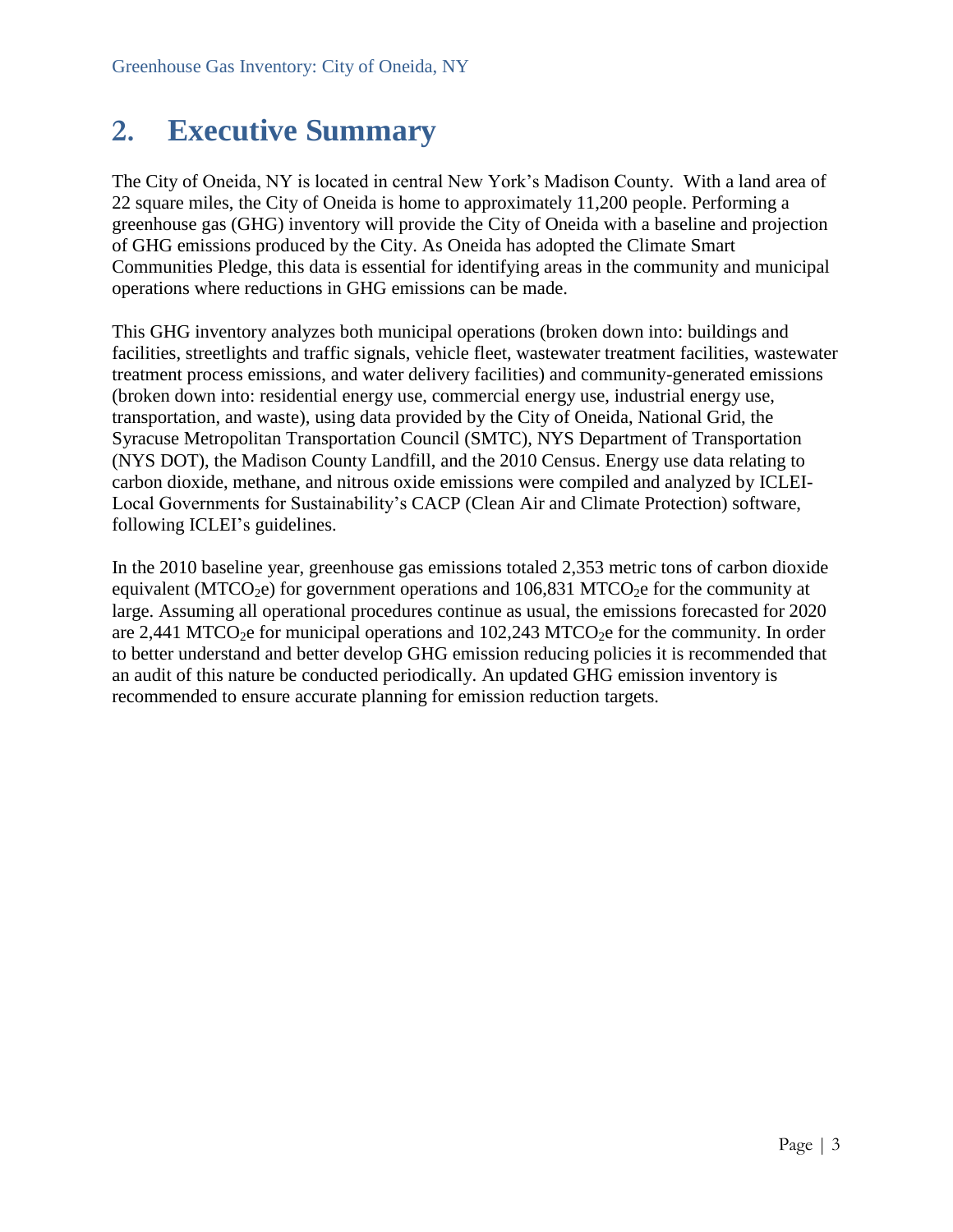## 2. Executive Summary

The City of Oneida, NY is located in central New York's Madison County. With a land area of 22 square miles, the City of Oneida is home to approximately 11,200 people. Performing a greenhouse gas (GHG) inventory will provide the City of Oneida with a baseline and projection of GHG emissions produced by the City. As Oneida has adopted the Climate Smart Communities Pledge, this data is essential for identifying areas in the community and municipal operations where reductions in GHG emissions can be made.

This GHG inventory analyzes both municipal operations (broken down into: buildings and facilities, streetlights and traffic signals, vehicle fleet, wastewater treatment facilities, wastewater treatment process emissions, and water delivery facilities) and community-generated emissions (broken down into: residential energy use, commercial energy use, industrial energy use, transportation, and waste), using data provided by the City of Oneida, National Grid, the Syracuse Metropolitan Transportation Council (SMTC), NYS Department of Transportation (NYS DOT), the Madison County Landfill, and the 2010 Census. Energy use data relating to carbon dioxide, methane, and nitrous oxide emissions were compiled and analyzed by ICLEI-Local Governments for Sustainability's CACP (Clean Air and Climate Protection) software, following ICLEI's guidelines.

In the 2010 baseline year, greenhouse gas emissions totaled 2,353 metric tons of carbon dioxide equivalent ($MTCO_2e$) for government operations and 106,831 $MTCO_2e$ for the community at large. Assuming all operational procedures continue as usual, the emissions forecasted for 2020 are 2,441 $MTCO_2e$ for municipal operations and 102,243 $MTCO_2e$ for the community. In order to better understand and better develop GHG emission reducing policies it is recommended that an audit of this nature be conducted periodically. An updated GHG emission inventory is recommended to ensure accurate planning for emission reduction targets.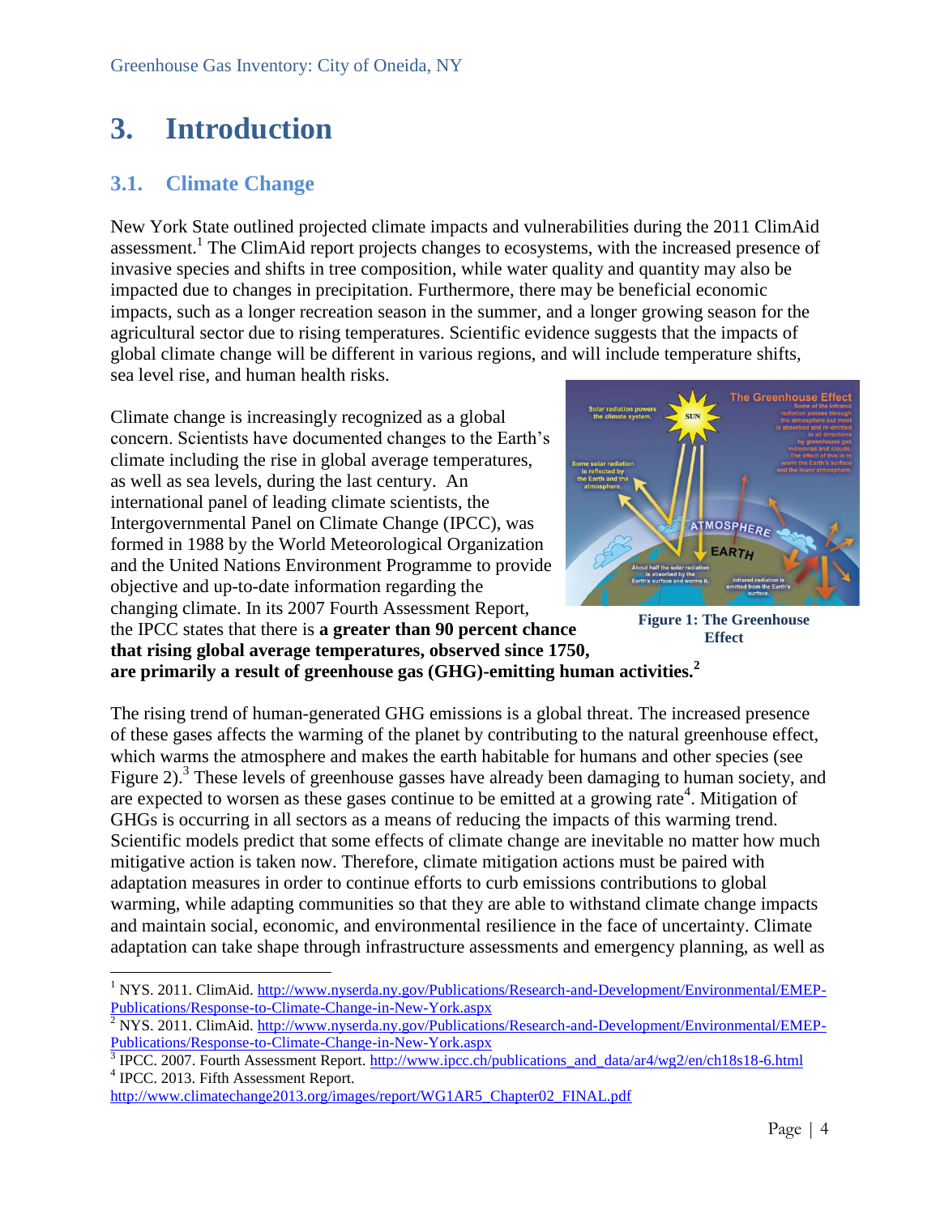# 3. Introduction

## 3.1. Climate Change

New York State outlined projected climate impacts and vulnerabilities during the 2011 ClimAid assessment.[1] The ClimAid report projects changes to ecosystems, with the increased presence of invasive species and shifts in tree composition, while water quality and quantity may also be impacted due to changes in precipitation. Furthermore, there may be beneficial economic impacts, such as a longer recreation season in the summer, and a longer growing season for the agricultural sector due to rising temperatures. Scientific evidence suggests that the impacts of global climate change will be different in various regions, and will include temperature shifts, sea level rise, and human health risks.

Climate change is increasingly recognized as a global concern. Scientists have documented changes to the Earth's climate including the rise in global average temperatures, as well as sea levels, during the last century. An international panel of leading climate scientists, the Intergovernmental Panel on Climate Change (IPCC), was formed in 1988 by the World Meteorological Organization and the United Nations Environment Programme to provide objective and up-to-date information regarding the changing climate. In its 2007 Fourth Assessment Report, the IPCC states that there is **a greater than 90 percent chance that rising global average temperatures, observed since 1750, are primarily a result of greenhouse gas (GHG)-emitting human activities.**[2]

**Figure 1: The Greenhouse Effect**

The rising trend of human-generated GHG emissions is a global threat. The increased presence of these gases affects the warming of the planet by contributing to the natural greenhouse effect, which warms the atmosphere and makes the earth habitable for humans and other species (see Figure 2).[3] These levels of greenhouse gasses have already been damaging to human society, and are expected to worsen as these gases continue to be emitted at a growing rate[4]. Mitigation of GHGs is occurring in all sectors as a means of reducing the impacts of this warming trend. Scientific models predict that some effects of climate change are inevitable no matter how much mitigative action is taken now. Therefore, climate mitigation actions must be paired with adaptation measures in order to continue efforts to curb emissions contributions to global warming, while adapting communities so that they are able to withstand climate change impacts and maintain social, economic, and environmental resilience in the face of uncertainty. Climate adaptation can take shape through infrastructure assessments and emergency planning, as well as

---

[1] NYS. 2011. ClimAid. http://www.nyserda.ny.gov/Publications/Research-and-Development/Environmental/EMEP-Publications/Response-to-Climate-Change-in-New-York.aspx

[2] NYS. 2011. ClimAid. http://www.nyserda.ny.gov/Publications/Research-and-Development/Environmental/EMEP-Publications/Response-to-Climate-Change-in-New-York.aspx

[3] IPCC. 2007. Fourth Assessment Report. http://www.ipcc.ch/publications_and_data/ar4/wg2/en/ch18s18-6.html

[4] IPCC. 2013. Fifth Assessment Report. http://www.climatechange2013.org/images/report/WG1AR5_Chapter02_FINAL.pdf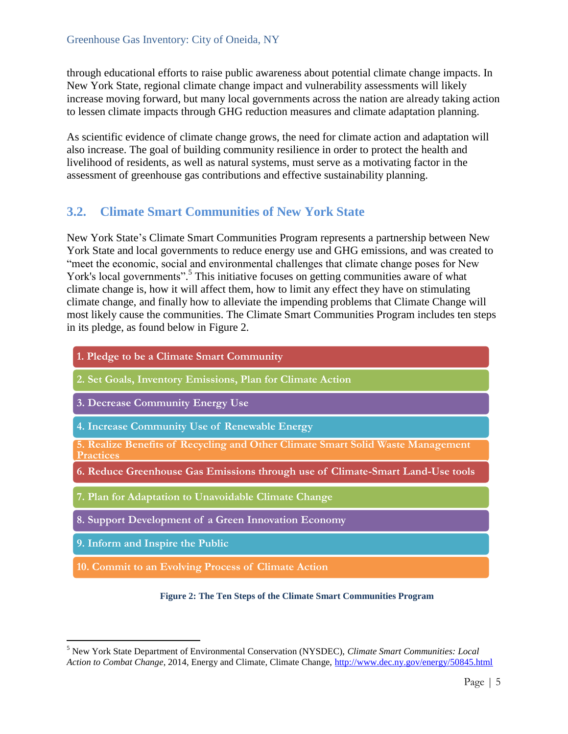through educational efforts to raise public awareness about potential climate change impacts. In New York State, regional climate change impact and vulnerability assessments will likely increase moving forward, but many local governments across the nation are already taking action to lessen climate impacts through GHG reduction measures and climate adaptation planning.

As scientific evidence of climate change grows, the need for climate action and adaptation will also increase. The goal of building community resilience in order to protect the health and livelihood of residents, as well as natural systems, must serve as a motivating factor in the assessment of greenhouse gas contributions and effective sustainability planning.

## 3.2. Climate Smart Communities of New York State

New York State's Climate Smart Communities Program represents a partnership between New York State and local governments to reduce energy use and GHG emissions, and was created to "meet the economic, social and environmental challenges that climate change poses for New York's local governments".[5] This initiative focuses on getting communities aware of what climate change is, how it will affect them, how to limit any effect they have on stimulating climate change, and finally how to alleviate the impending problems that Climate Change will most likely cause the communities. The Climate Smart Communities Program includes ten steps in its pledge, as found below in Figure 2.

1. Pledge to be a Climate Smart Community
2. Set Goals, Inventory Emissions, Plan for Climate Action
3. Decrease Community Energy Use
4. Increase Community Use of Renewable Energy
5. Realize Benefits of Recycling and Other Climate Smart Solid Waste Management Practices
6. Reduce Greenhouse Gas Emissions through use of Climate-Smart Land-Use tools
7. Plan for Adaptation to Unavoidable Climate Change
8. Support Development of a Green Innovation Economy
9. Inform and Inspire the Public
10. Commit to an Evolving Process of Climate Action

**Figure 2: The Ten Steps of the Climate Smart Communities Program**

[5] New York State Department of Environmental Conservation (NYSDEC), *Climate Smart Communities: Local Action to Combat Change*, 2014, Energy and Climate, Climate Change, http://www.dec.ny.gov/energy/50845.html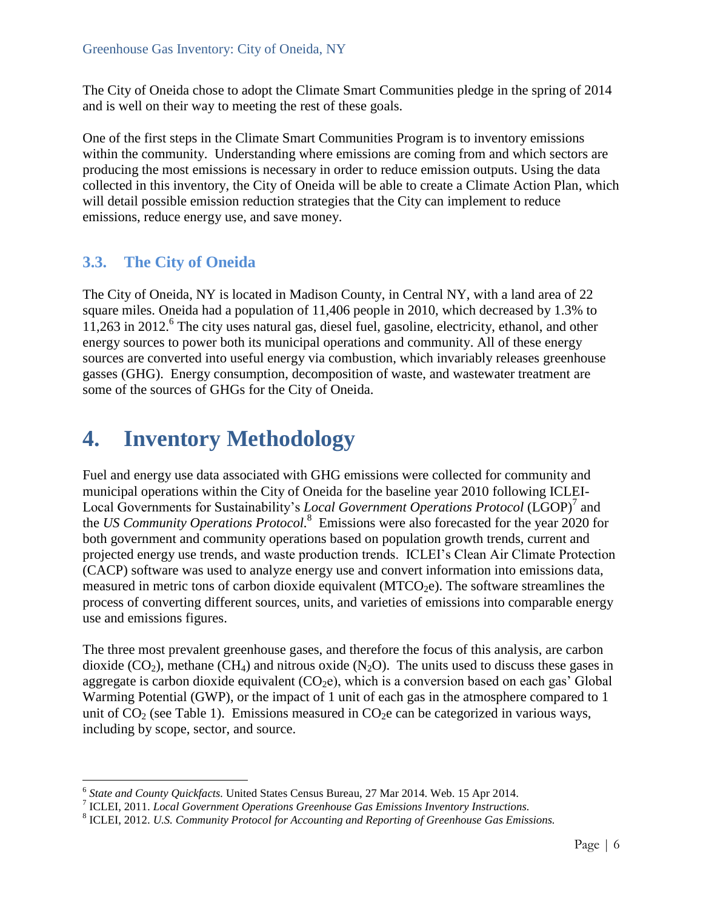The City of Oneida chose to adopt the Climate Smart Communities pledge in the spring of 2014 and is well on their way to meeting the rest of these goals.

One of the first steps in the Climate Smart Communities Program is to inventory emissions within the community. Understanding where emissions are coming from and which sectors are producing the most emissions is necessary in order to reduce emission outputs. Using the data collected in this inventory, the City of Oneida will be able to create a Climate Action Plan, which will detail possible emission reduction strategies that the City can implement to reduce emissions, reduce energy use, and save money.

## 3.3. The City of Oneida

The City of Oneida, NY is located in Madison County, in Central NY, with a land area of 22 square miles. Oneida had a population of 11,406 people in 2010, which decreased by 1.3% to 11,263 in 2012.[6] The city uses natural gas, diesel fuel, gasoline, electricity, ethanol, and other energy sources to power both its municipal operations and community. All of these energy sources are converted into useful energy via combustion, which invariably releases greenhouse gasses (GHG). Energy consumption, decomposition of waste, and wastewater treatment are some of the sources of GHGs for the City of Oneida.

# 4. Inventory Methodology

Fuel and energy use data associated with GHG emissions were collected for community and municipal operations within the City of Oneida for the baseline year 2010 following ICLEI-Local Governments for Sustainability's *Local Government Operations Protocol* (LGOP)[7] and the *US Community Operations Protocol.*[8] Emissions were also forecasted for the year 2020 for both government and community operations based on population growth trends, current and projected energy use trends, and waste production trends. ICLEI's Clean Air Climate Protection (CACP) software was used to analyze energy use and convert information into emissions data, measured in metric tons of carbon dioxide equivalent ($MTCO_2e$). The software streamlines the process of converting different sources, units, and varieties of emissions into comparable energy use and emissions figures.

The three most prevalent greenhouse gases, and therefore the focus of this analysis, are carbon dioxide ($CO_2$), methane ($CH_4$) and nitrous oxide ($N_2O$). The units used to discuss these gases in aggregate is carbon dioxide equivalent ($CO_2e$), which is a conversion based on each gas' Global Warming Potential (GWP), or the impact of 1 unit of each gas in the atmosphere compared to 1 unit of $CO_2$ (see Table 1). Emissions measured in $CO_2e$ can be categorized in various ways, including by scope, sector, and source.

---

[6] *State and County Quickfacts.* United States Census Bureau, 27 Mar 2014. Web. 15 Apr 2014.

[7] ICLEI, 2011. *Local Government Operations Greenhouse Gas Emissions Inventory Instructions.*

[8] ICLEI, 2012. *U.S. Community Protocol for Accounting and Reporting of Greenhouse Gas Emissions.*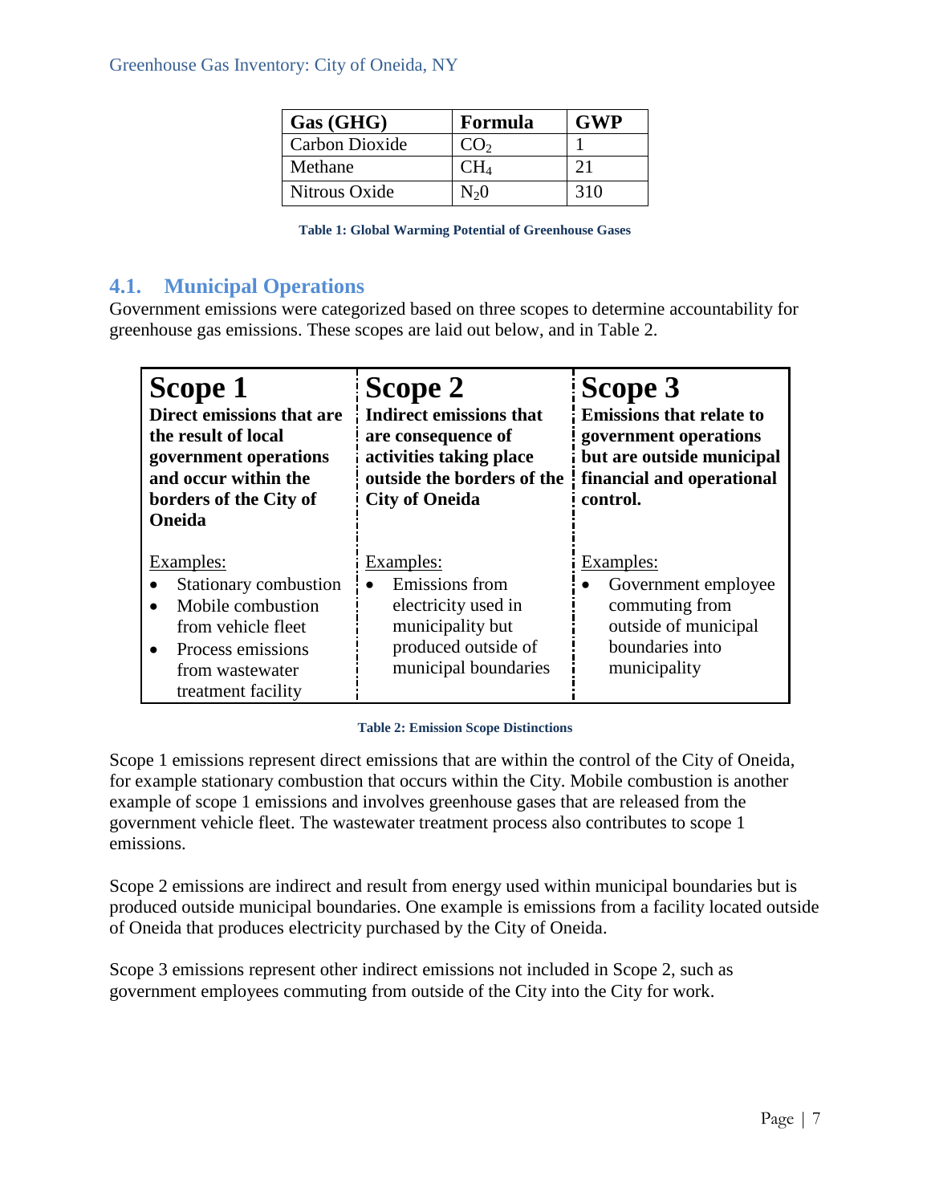| Gas (GHG) | Formula | GWP |
|---|---|---|
| Carbon Dioxide | $CO_2$ | 1 |
| Methane | $CH_4$ | 21 |
| Nitrous Oxide | $N_20$ | 310 |

**Table 1: Global Warming Potential of Greenhouse Gases**

## 4.1. Municipal Operations

Government emissions were categorized based on three scopes to determine accountability for greenhouse gas emissions. These scopes are laid out below, and in Table 2.

| Scope 1 | Scope 2 | Scope 3 |
|---|---|---|
| **Direct emissions that are the result of local government operations and occur within the borders of the City of Oneida** | **Indirect emissions that are consequence of activities taking place outside the borders of the City of Oneida** | **Emissions that relate to government operations but are outside municipal financial and operational control.** |
| Examples:<br>• Stationary combustion<br>• Mobile combustion from vehicle fleet<br>• Process emissions from wastewater treatment facility | Examples:<br>• Emissions from electricity used in municipality but produced outside of municipal boundaries | Examples:<br>• Government employee commuting from outside of municipal boundaries into municipality |

**Table 2: Emission Scope Distinctions**

Scope 1 emissions represent direct emissions that are within the control of the City of Oneida, for example stationary combustion that occurs within the City. Mobile combustion is another example of scope 1 emissions and involves greenhouse gases that are released from the government vehicle fleet. The wastewater treatment process also contributes to scope 1 emissions.

Scope 2 emissions are indirect and result from energy used within municipal boundaries but is produced outside municipal boundaries. One example is emissions from a facility located outside of Oneida that produces electricity purchased by the City of Oneida.

Scope 3 emissions represent other indirect emissions not included in Scope 2, such as government employees commuting from outside of the City into the City for work.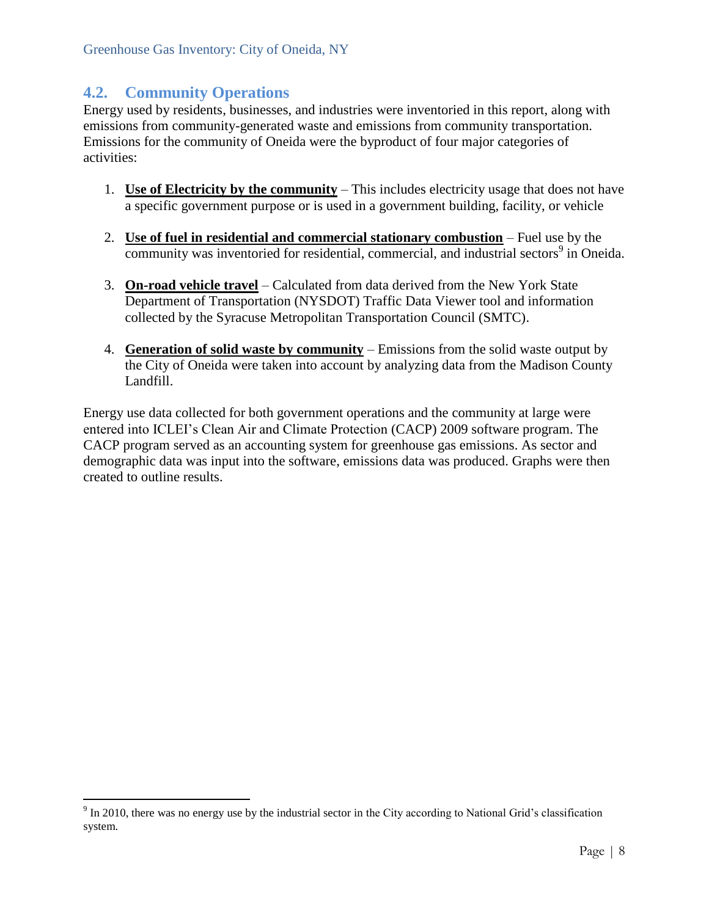## 4.2. Community Operations

Energy used by residents, businesses, and industries were inventoried in this report, along with emissions from community-generated waste and emissions from community transportation. Emissions for the community of Oneida were the byproduct of four major categories of activities:

1. **Use of Electricity by the community** – This includes electricity usage that does not have a specific government purpose or is used in a government building, facility, or vehicle

2. **Use of fuel in residential and commercial stationary combustion** – Fuel use by the community was inventoried for residential, commercial, and industrial sectors[9] in Oneida.

3. **On-road vehicle travel** – Calculated from data derived from the New York State Department of Transportation (NYSDOT) Traffic Data Viewer tool and information collected by the Syracuse Metropolitan Transportation Council (SMTC).

4. **Generation of solid waste by community** – Emissions from the solid waste output by the City of Oneida were taken into account by analyzing data from the Madison County Landfill.

Energy use data collected for both government operations and the community at large were entered into ICLEI's Clean Air and Climate Protection (CACP) 2009 software program. The CACP program served as an accounting system for greenhouse gas emissions. As sector and demographic data was input into the software, emissions data was produced. Graphs were then created to outline results.

[9] In 2010, there was no energy use by the industrial sector in the City according to National Grid's classification system.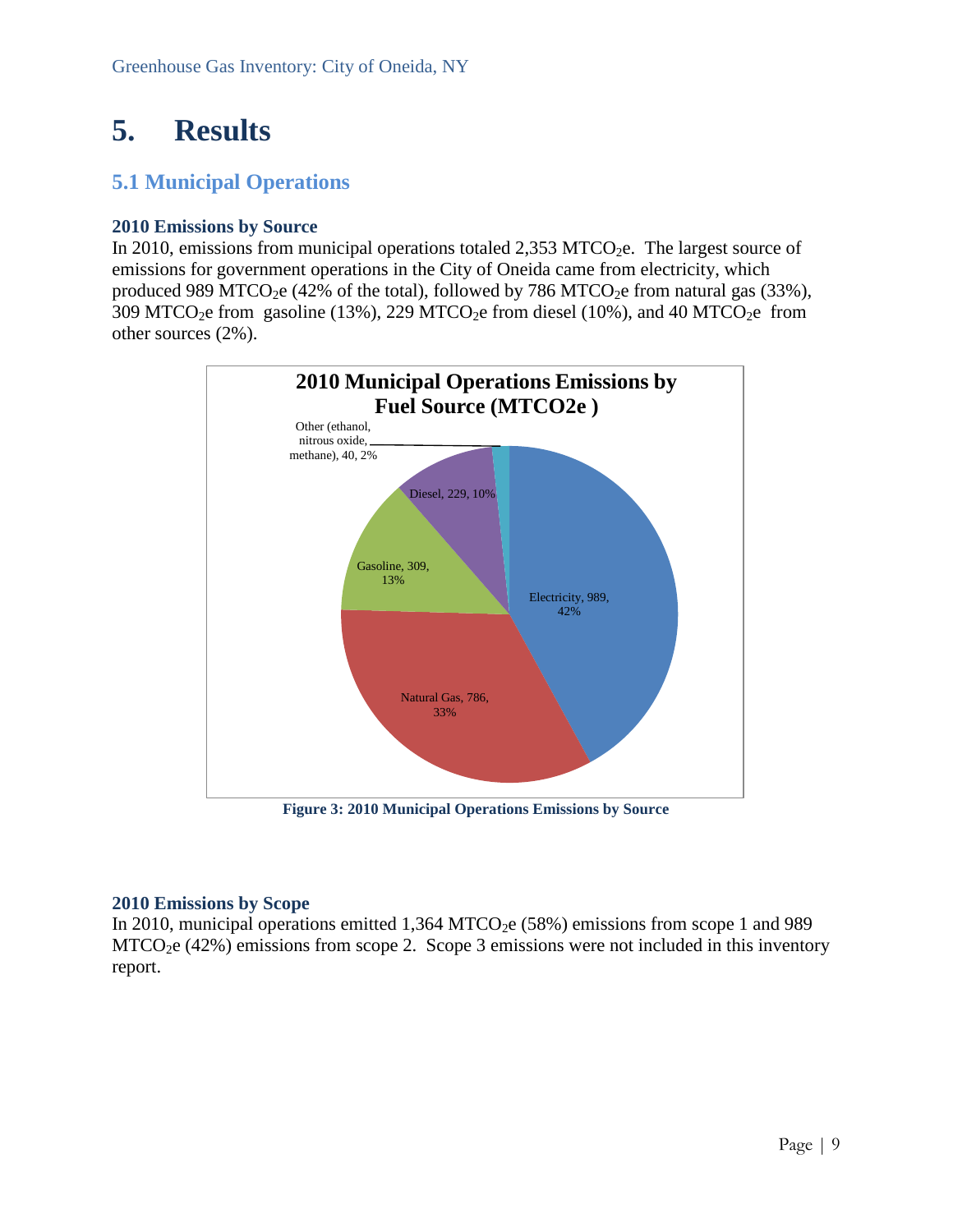# 5. Results

## 5.1 Municipal Operations

### 2010 Emissions by Source

In 2010, emissions from municipal operations totaled 2,353 $MTCO_2e$. The largest source of emissions for government operations in the City of Oneida came from electricity, which produced 989 $MTCO_2e$ (42% of the total), followed by 786 $MTCO_2e$ from natural gas (33%), 309 $MTCO_2e$ from gasoline (13%), 229 $MTCO_2e$ from diesel (10%), and 40 $MTCO_2e$ from other sources (2%).

**2010 Municipal Operations Emissions by Fuel Source (MTCO2e )**

- Electricity, 989, 42%
- Natural Gas, 786, 33%
- Gasoline, 309, 13%
- Diesel, 229, 10%
- Other (ethanol, nitrous oxide, methane), 40, 2%

**Figure 3: 2010 Municipal Operations Emissions by Source**

### 2010 Emissions by Scope

In 2010, municipal operations emitted 1,364 $MTCO_2e$ (58%) emissions from scope 1 and 989 $MTCO_2e$ (42%) emissions from scope 2. Scope 3 emissions were not included in this inventory report.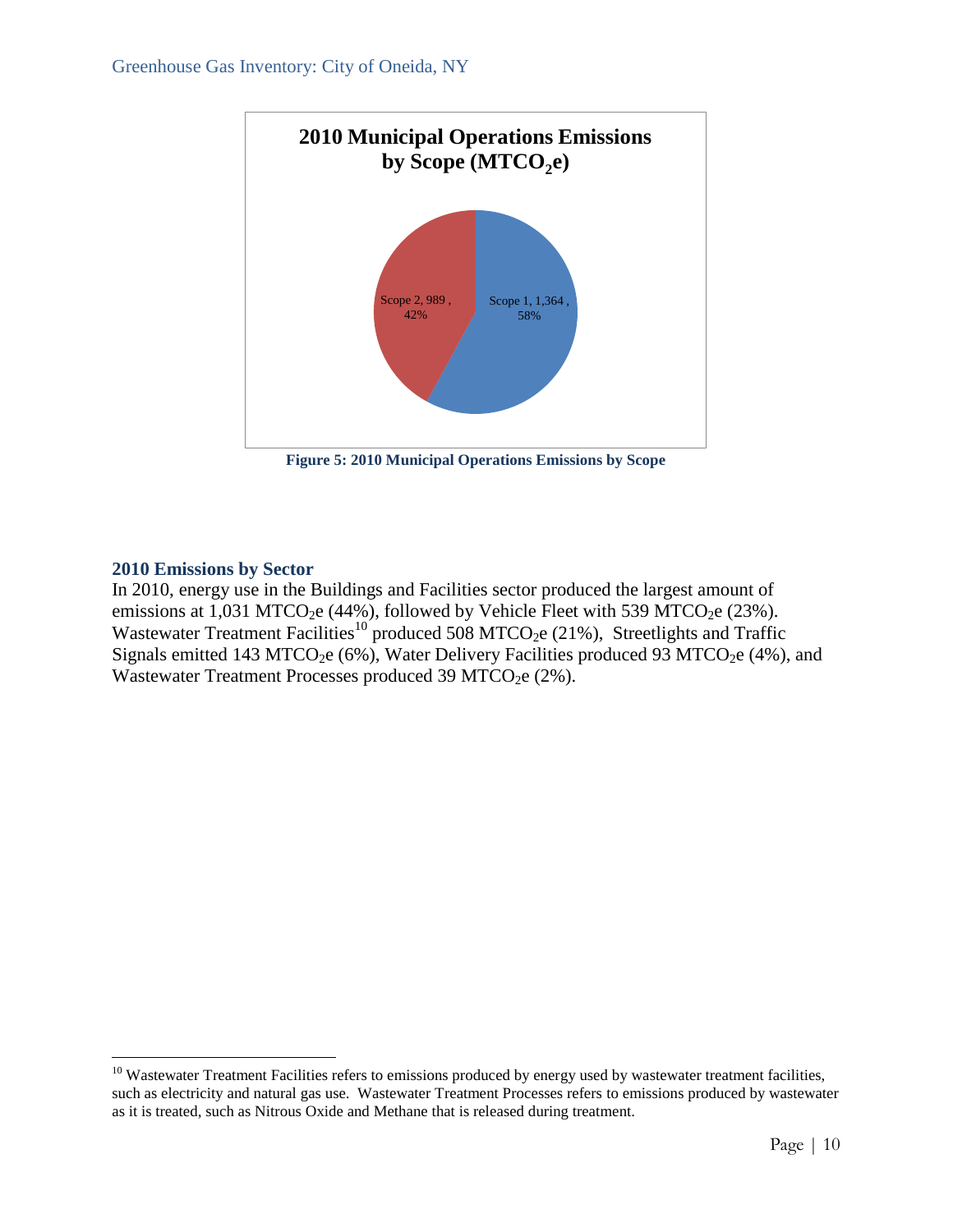**2010 Municipal Operations Emissions by Scope ($MTCO_2e$)**

Scope 2, 989 , 42%

Scope 1, 1,364 , 58%

**Figure 5: 2010 Municipal Operations Emissions by Scope**

### 2010 Emissions by Sector

In 2010, energy use in the Buildings and Facilities sector produced the largest amount of emissions at 1,031 $MTCO_2e$ (44%), followed by Vehicle Fleet with 539 $MTCO_2e$ (23%). Wastewater Treatment Facilities[10] produced 508 $MTCO_2e$ (21%), Streetlights and Traffic Signals emitted 143 $MTCO_2e$ (6%), Water Delivery Facilities produced 93 $MTCO_2e$ (4%), and Wastewater Treatment Processes produced 39 $MTCO_2e$ (2%).

[10] Wastewater Treatment Facilities refers to emissions produced by energy used by wastewater treatment facilities, such as electricity and natural gas use. Wastewater Treatment Processes refers to emissions produced by wastewater as it is treated, such as Nitrous Oxide and Methane that is released during treatment.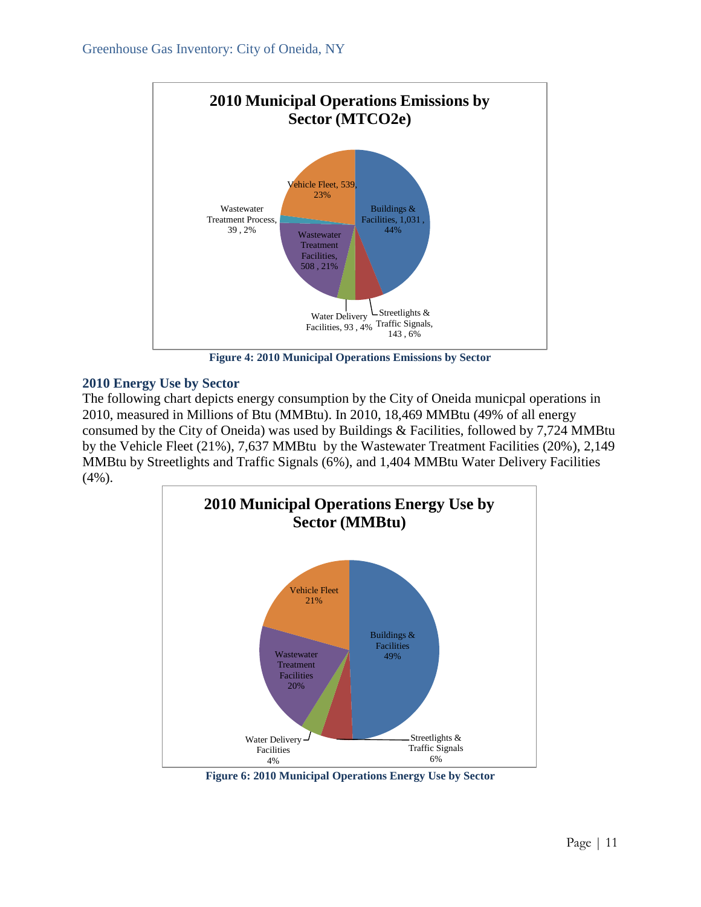2010 Municipal Operations Emissions by Sector (MTCO2e)

Vehicle Fleet, 539, 23%

Buildings & Facilities, 1,031 , 44%

Wastewater Treatment Process, 39 , 2%

Wastewater Treatment Facilities, 508 , 21%

Water Delivery Facilities, 93 , 4%

Streetlights & Traffic Signals, 143 , 6%

**Figure 4: 2010 Municipal Operations Emissions by Sector**

### 2010 Energy Use by Sector

The following chart depicts energy consumption by the City of Oneida municpal operations in 2010, measured in Millions of Btu (MMBtu). In 2010, 18,469 MMBtu (49% of all energy consumed by the City of Oneida) was used by Buildings & Facilities, followed by 7,724 MMBtu by the Vehicle Fleet (21%), 7,637 MMBtu by the Wastewater Treatment Facilities (20%), 2,149 MMBtu by Streetlights and Traffic Signals (6%), and 1,404 MMBtu Water Delivery Facilities (4%).

2010 Municipal Operations Energy Use by Sector (MMBtu)

Vehicle Fleet 21%

Buildings & Facilities 49%

Wastewater Treatment Facilities 20%

Water Delivery Facilities 4%

Streetlights & Traffic Signals 6%

**Figure 6: 2010 Municipal Operations Energy Use by Sector**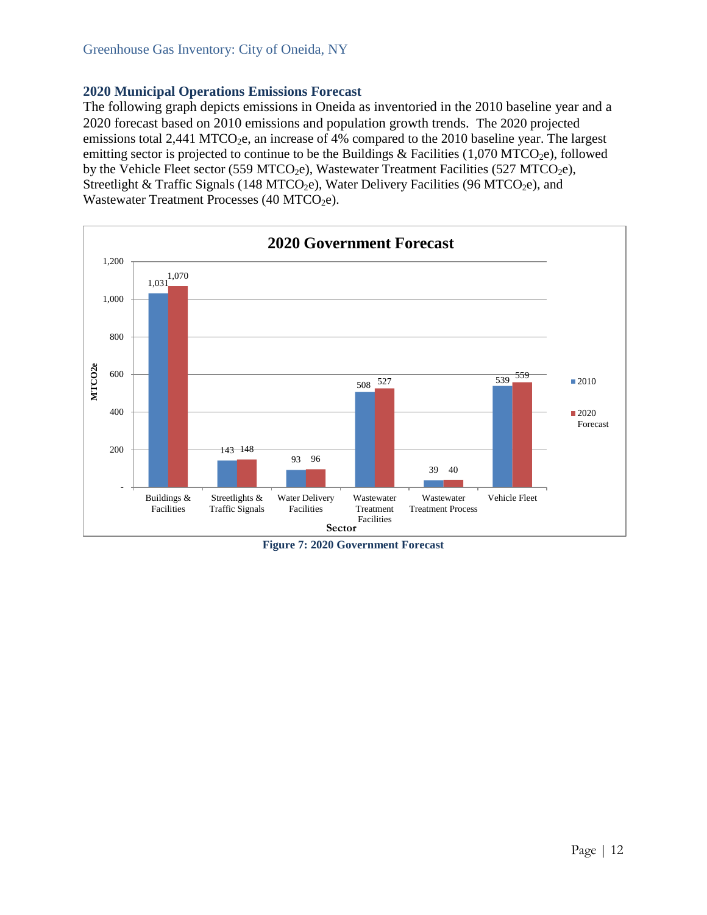## 2020 Municipal Operations Emissions Forecast

The following graph depicts emissions in Oneida as inventoried in the 2010 baseline year and a 2020 forecast based on 2010 emissions and population growth trends. The 2020 projected emissions total 2,441 $MTCO_2e$, an increase of 4% compared to the 2010 baseline year. The largest emitting sector is projected to continue to be the Buildings & Facilities (1,070 $MTCO_2e$), followed by the Vehicle Fleet sector (559 $MTCO_2e$), Wastewater Treatment Facilities (527 $MTCO_2e$), Streetlight & Traffic Signals (148 $MTCO_2e$), Water Delivery Facilities (96 $MTCO_2e$), and Wastewater Treatment Processes (40 $MTCO_2e$).

**2020 Government Forecast**

| Sector | 2010 | 2020 Forecast |
|---|---|---|
| Buildings & Facilities | 1,031 | 1,070 |
| Streetlights & Traffic Signals | 143 | 148 |
| Water Delivery Facilities | 93 | 96 |
| Wastewater Treatment Facilities | 508 | 527 |
| Wastewater Treatment Process | 39 | 40 |
| Vehicle Fleet | 539 | 559 |

**Figure 7: 2020 Government Forecast**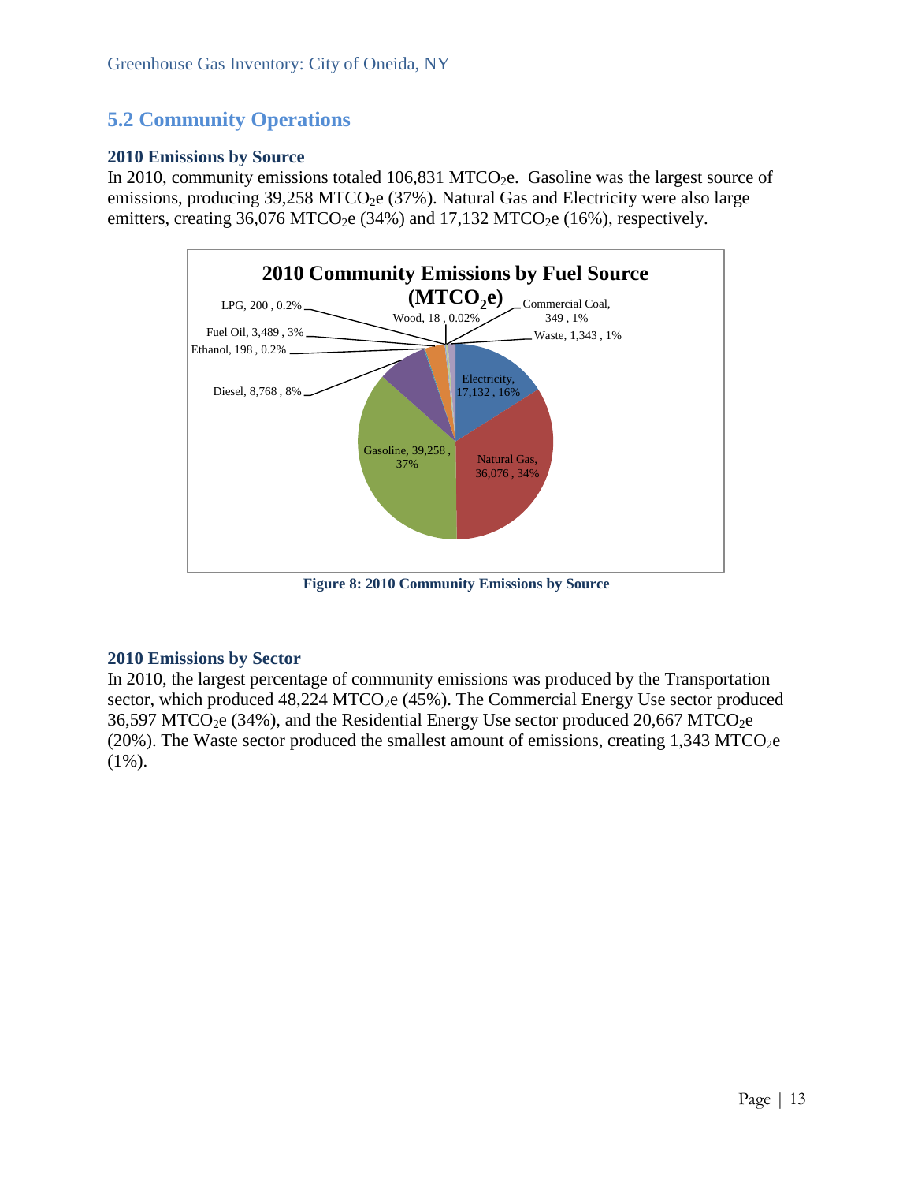## 5.2 Community Operations

### 2010 Emissions by Source

In 2010, community emissions totaled 106,831 $MTCO_2e$. Gasoline was the largest source of emissions, producing 39,258 $MTCO_2e$ (37%). Natural Gas and Electricity were also large emitters, creating 36,076 $MTCO_2e$ (34%) and 17,132 $MTCO_2e$ (16%), respectively.

**Figure 8: 2010 Community Emissions by Source**

### 2010 Emissions by Sector

In 2010, the largest percentage of community emissions was produced by the Transportation sector, which produced 48,224 $MTCO_2e$ (45%). The Commercial Energy Use sector produced 36,597 $MTCO_2e$ (34%), and the Residential Energy Use sector produced 20,667 $MTCO_2e$ (20%). The Waste sector produced the smallest amount of emissions, creating 1,343 $MTCO_2e$ (1%).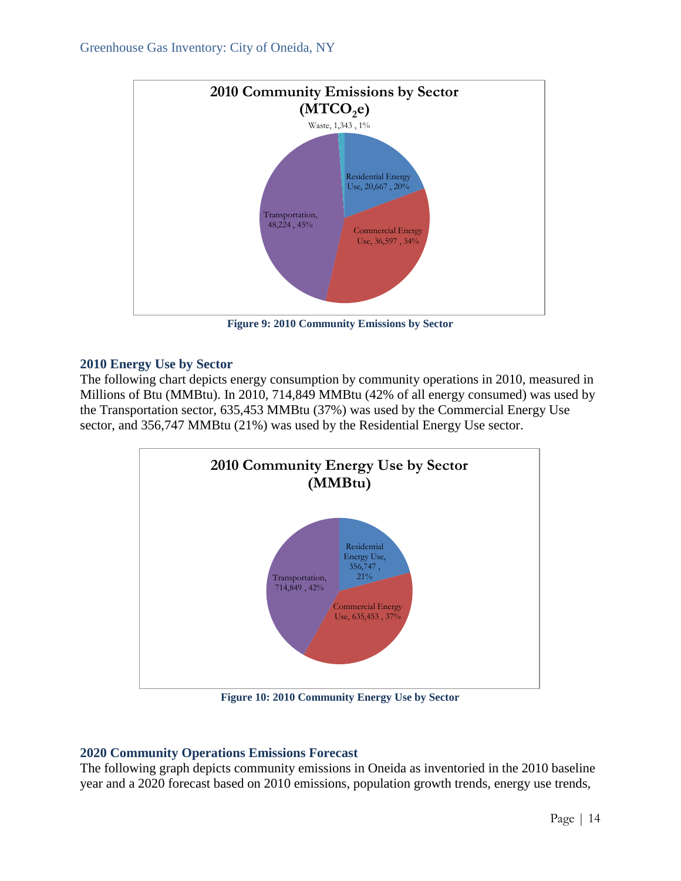**2010 Community Emissions by Sector ($MTCO_2e$)**

Waste, 1,343 , 1%

Residential Energy Use, 20,667 , 20%

Commercial Energy Use, 36,597 , 34%

Transportation, 48,224 , 45%

**Figure 9: 2010 Community Emissions by Sector**

### 2010 Energy Use by Sector

The following chart depicts energy consumption by community operations in 2010, measured in Millions of Btu (MMBtu). In 2010, 714,849 MMBtu (42% of all energy consumed) was used by the Transportation sector, 635,453 MMBtu (37%) was used by the Commercial Energy Use sector, and 356,747 MMBtu (21%) was used by the Residential Energy Use sector.

**2010 Community Energy Use by Sector (MMBtu)**

Residential Energy Use, 356,747 , 21%

Transportation, 714,849 , 42%

Commercial Energy Use, 635,453 , 37%

**Figure 10: 2010 Community Energy Use by Sector**

### 2020 Community Operations Emissions Forecast

The following graph depicts community emissions in Oneida as inventoried in the 2010 baseline year and a 2020 forecast based on 2010 emissions, population growth trends, energy use trends,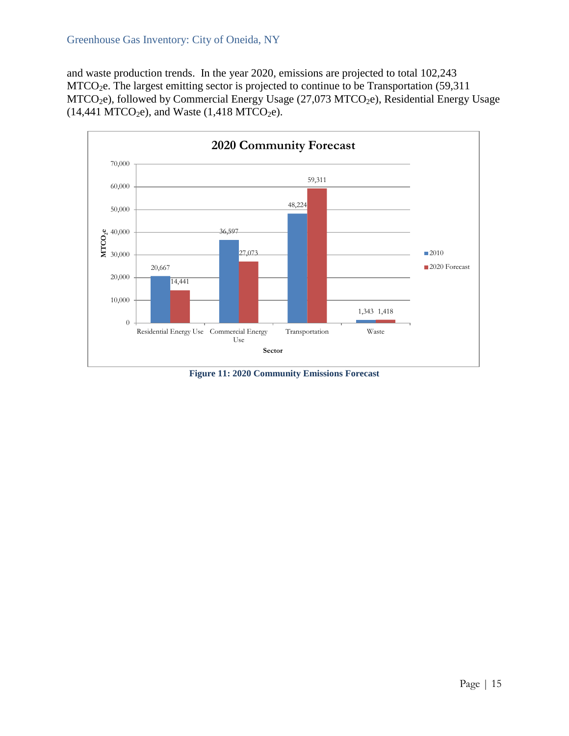and waste production trends. In the year 2020, emissions are projected to total 102,243 $MTCO_2e$. The largest emitting sector is projected to continue to be Transportation (59,311 $MTCO_2e$), followed by Commercial Energy Usage (27,073 $MTCO_2e$), Residential Energy Usage (14,441 $MTCO_2e$), and Waste (1,418 $MTCO_2e$).

**2020 Community Forecast**

| Sector | 2010 ($MTCO_2e$) | 2020 Forecast ($MTCO_2e$) |
|---|---|---|
| Residential Energy Use | 20,667 | 14,441 |
| Commercial Energy Use | 36,597 | 27,073 |
| Transportation | 48,224 | 59,311 |
| Waste | 1,343 | 1,418 |

**Figure 11: 2020 Community Emissions Forecast**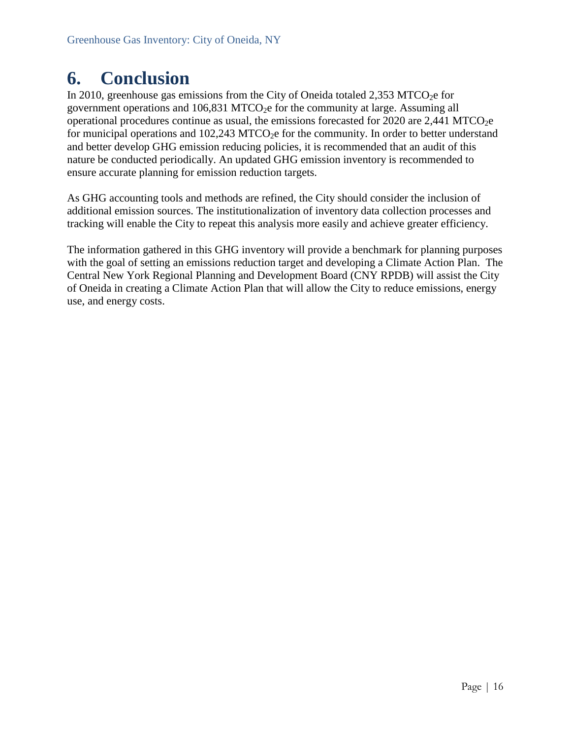# 6. Conclusion

In 2010, greenhouse gas emissions from the City of Oneida totaled 2,353 $MTCO_2e$ for government operations and 106,831 $MTCO_2e$ for the community at large. Assuming all operational procedures continue as usual, the emissions forecasted for 2020 are 2,441 $MTCO_2e$ for municipal operations and 102,243 $MTCO_2e$ for the community. In order to better understand and better develop GHG emission reducing policies, it is recommended that an audit of this nature be conducted periodically. An updated GHG emission inventory is recommended to ensure accurate planning for emission reduction targets.

As GHG accounting tools and methods are refined, the City should consider the inclusion of additional emission sources. The institutionalization of inventory data collection processes and tracking will enable the City to repeat this analysis more easily and achieve greater efficiency.

The information gathered in this GHG inventory will provide a benchmark for planning purposes with the goal of setting an emissions reduction target and developing a Climate Action Plan. The Central New York Regional Planning and Development Board (CNY RPDB) will assist the City of Oneida in creating a Climate Action Plan that will allow the City to reduce emissions, energy use, and energy costs.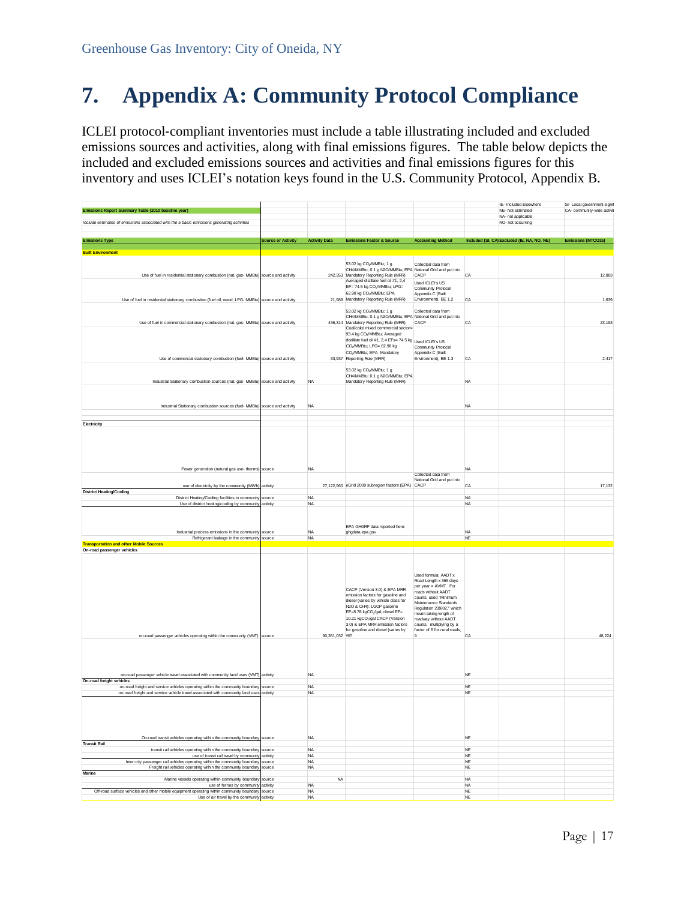# 7. Appendix A: Community Protocol Compliance

ICLEI protocol-compliant inventories must include a table illustrating included and excluded emissions sources and activities, along with final emissions figures. The table below depicts the included and excluded emissions sources and activities and final emissions figures for this inventory and uses ICLEI's notation keys found in the U.S. Community Protocol, Appendix B.

| | | | | | | IE- Included Elsewhere | SI- Local government signif |
|---|---|---|---|---|---|---|---|
| **Emissions Report Summary Table (2010 baseline year)** | | | | | | NE- Not estimated | CA- community-wide activit |
| | | | | | | NA- not applicable | |
| *Include estimates of emissions associated with the 5 basic emissions generating activities* | | | | | | NO- not occurring | |
| **Emissions Type** | **Source or Activity** | **Activity Data** | **Emissions Factor & Source** | **Accounting Method** | **Included (SI, CA)** | **Excluded (IE, NA, NO, NE)** | **Emissions (MTCO2e)** |
| **Built Environment** | | | | | | | |
| Use of fuel in residential stationary combustion (nat. gas- MMBtu) | source and activity | 242,353 | 53.02 kg $CO_2$/MMBtu; 1 g CH4/MMBtu; 0.1 g N2O/MMBtu; EPA Mandatory Reporting Rule (MRR) | Collected data from National Grid and put into CACP | CA | | 12,883 |
| Use of fuel in residential stationary combustion (fuel oil, wood, LPG- MMBtu) | source and activity | 21,989 | Averaged distillate fuel oil #1, 2,4 EF= 74.5 kg $CO_2$/MMBtu; LPG= 62.98 kg $CO_2$/MMBtu; EPA Mandatory Reporting Rule (MRR) | Used ICLEI's US Community Protocol Appendix C (Built Environment), BE 1.2 | CA | | 1,639 |
| Use of fuel in commercial stationary combustion (nat. gas- MMBtu) | source and activity | 436,314 | 53.02 kg $CO_2$/MMBtu; 1 g CH4/MMBtu; 0.1 g N2O/MMBtu; EPA Mandatory Reporting Rule (MRR) | Collected data from National Grid and put into CACP | CA | | 23,193 |
| Use of commercial stationary combustion (fuel- MMBtu) | source and activity | 33,937 | Coal/coke mixed commercial sector= 93.4 kg $CO_2$/MMBtu; Averaged distillate fuel oil #1, 2,4 EFs= 74.5 kg $CO_2$/MMBtu; LPG= 62.98 kg $CO_2$/MMBtu; EPA Mandatory Reporting Rule (MRR) | Used ICLEI's US Community Protocol Appendix C (Built Environment), BE 1.3 | CA | | 2,417 |
| Industrial Stationary combustion sources (nat. gas- MMBtu) | source and activity | NA | 53.02 kg $CO_2$/MMBtu; 1 g CH4/MMBtu; 0.1 g N2O/MMBtu; EPA Mandatory Reporting Rule (MRR) | | NA | | |
| Industrial Stationary combustion sources (fuel- MMBtu) | source and activity | NA | | | NA | | |
| **Electricity** | | | | | | | |
| Power generation (natural gas use- therms) | source | NA | | | NA | | |
| use of electricity by the community (MWh) | activity | 27,122,960 | eGrid 2009 subregion factors (EPA) | Collected data from National Grid and put into CACP | CA | | 17,132 |
| **District Heating/Cooling** | | | | | | | |
| District Heating/Cooling facilities in community | source | NA | | | NA | | |
| Use of district heating/cooling by community | activity | NA | | | NA | | |
| Industrial process emissions in the community | source | NA | EPA GHGRP data reported here: ghgdata.epa.gov | | NA | | |
| Refrigerant leakage in the community | source | NA | | | NE | | |
| **Transportation and other Mobile Sources** | | | | | | | |
| **On-road passenger vehicles** | | | | | | | |
| on-road passenger vehicles operating within the community (VMT) | source | 90,351,032 | CACP (Version 3.0) & EPA MRR emission factors for gasoline and diesel (varies by vehicle class for N2O & CH4); LGOP gasoline EF=8.78 kg$CO_2$/gal; diesel EF= 10.21 kg$CO_2$/gal CACP (Version 3.0) & EPA MRR emission factors for gasoline and diesel (varies by veh | Used formula: AADT x Road Length x 365 days per year = AVMT. For roads without AADT counts, used "Minimum Maintenance Standards Regulation 239/02," which meant taking length of roadway without AADT counts, multiplying by a factor of 6 for rural roads, a | CA | | 48,224 |
| on-road passenger vehicle travel associated with community land uses (VMT) | activity | NA | | | NE | | |
| **On-road freight vehicles** | | | | | | | |
| on-road freight and service vehicles operating within the community boundary | source | NA | | | NE | | |
| on-road freight and service vehicle travel associated with community land uses | activity | NA | | | NE | | |
| On-road transit vehicles operating within the community boundary | source | NA | | | NE | | |
| **Transit Rail** | | | | | | | |
| transit rail vehicles operating within the community boundary | source | NA | | | NE | | |
| use of transit rail travel by community | activity | NA | | | NE | | |
| Inter-city passenger rail vehicles operating within the community boundary | source | NA | | | NE | | |
| Freight rail vehicles operating within the community boundary | source | NA | | | NE | | |
| **Marine** | | | | | | | |
| Marine vessels operating within community boundary | source | NA | | | NA | | |
| use of ferries by community | activity | NA | | | NA | | |
| Off-road surface vehicles and other mobile equipment operating within community boundary | source | NA | | | NE | | |
| Use of air travel by the community | activity | NA | | | NE | | |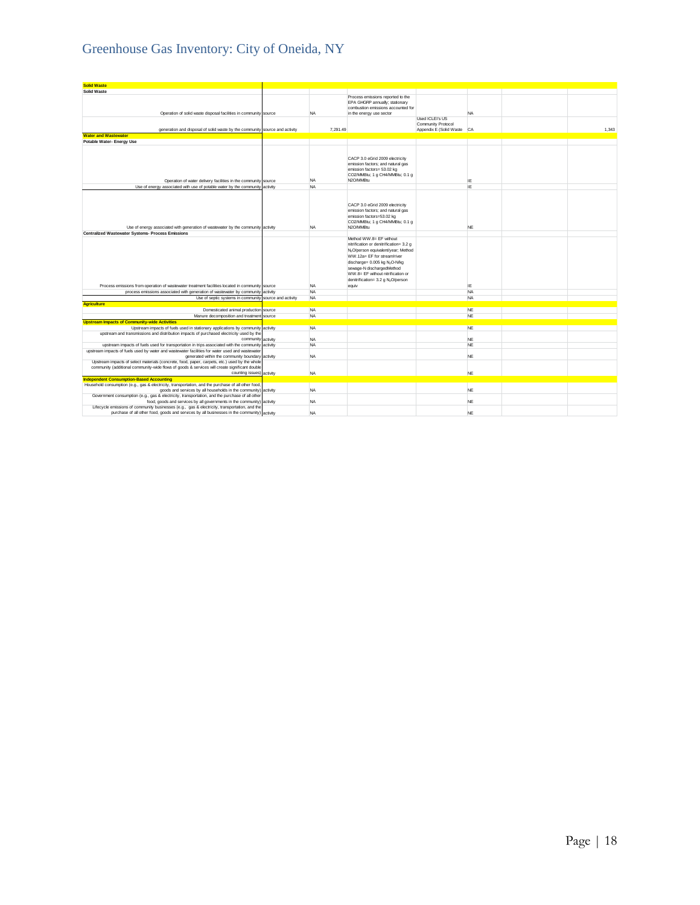# Greenhouse Gas Inventory: City of Oneida, NY

| | | | | | | | |
|---|---|---|---|---|---|---|---|
| **Solid Waste** | | | | | | | |
| **Solid Waste** | | | | | | | |
| Operation of solid waste disposal facilities in community | source | NA | Process emissions reported to the EPA GHGRP annually; stationary combustion emissions accounted for in the energy use sector | | NA | | |
| generation and disposal of solid waste by the community | source and activity | 7,291.49 | | Used ICLEI's US Community Protocol Appendix E (Solid Waste | CA | | 1,343 |
| **Water and Wastewater** | | | | | | | |
| **Potable Water- Energy Use** | | | | | | | |
| Operation of water delivery facilities in the community | source | NA | CACP 3.0 eGrid 2009 electricity emission factors; and natural gas emission factors= 53.02 kg CO2/MMBtu; 1 g CH4/MMBtu; 0.1 g N2O/MMBtu | | IE | | |
| Use of energy associated with use of potable water by the community | activity | NA | | | IE | | |
| Use of energy associated with generation of wastewater by the community | activity | NA | CACP 3.0 eGrid 2009 electricity emission factors; and natural gas emission factors=53.02 kg CO2/MMBtu; 1 g CH4/MMBtu; 0.1 g N2O/MMBtu | | NE | | |
| **Centralized Wastewater Systems- Process Emissions** | | | | | | | |
| Process emissions from operation of wastewater treatment facilities located in community | source | NA | Method WW.8= EF without nitrification or denitrification= 3.2 g $N_2O$/person equivalent/year; Method WW.12a= EF for stream/river discharge= 0.005 kg $N_2O$-N/kg sewage-N dischargedMethod WW.8= EF without nitrification or denitrification= 3.2 g $N_2O$/person equiv | | IE | | |
| process emissions associated with generation of wastewater by community | activity | NA | | | NA | | |
| Use of septic systems in community | source and activity | NA | | | NA | | |
| **Agriculture** | | | | | | | |
| Domesticated animal production | source | NA | | | NE | | |
| Manure decomposition and treatment | source | NA | | | NE | | |
| **Upstream Impacts of Community-wide Activities** | | | | | | | |
| Upstream impacts of fuels used in stationary applications by community | activity | NA | | | NE | | |
| upstream and transmissions and distribution impacts of purchased electricity used by the community | activity | NA | | | NE | | |
| upstream impacts of fuels used for transportation in trips associated with the community | activity | NA | | | NE | | |
| upstream impacts of fuels used by water and wastewater facilities for water used and wastewater generated within the community boundary | activity | NA | | | NE | | |
| Upstream impacts of select materials (concrete, food, paper, carpets, etc.) used by the whole community (additional community-wide flows of goods & services will create significant double counting issues) | activity | NA | | | NE | | |
| **Independent Consumption-Based Accounting** | | | | | | | |
| Household consumption (e.g., gas & electricity, transportation, and the purchase of all other food, goods and services by all households in the community) | activity | NA | | | NE | | |
| Government consumption (e.g., gas & electricity, transportation, and the purchase of all other food, goods and services by all governments in the community) | activity | NA | | | NE | | |
| Lifecycle emissions of community businesses (e.g., gas & electricity, transportation, and the purchase of all other food, goods and services by all businesses in the community) | activity | NA | | | NE | | |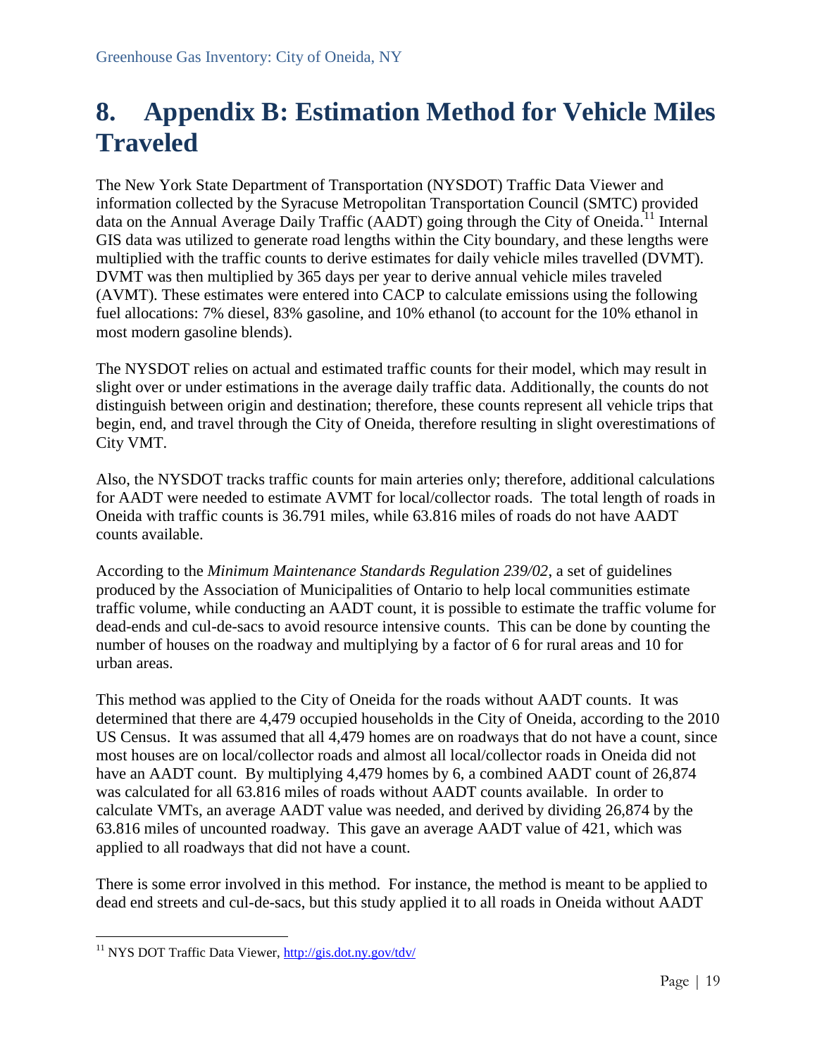# 8. Appendix B: Estimation Method for Vehicle Miles Traveled

The New York State Department of Transportation (NYSDOT) Traffic Data Viewer and information collected by the Syracuse Metropolitan Transportation Council (SMTC) provided data on the Annual Average Daily Traffic (AADT) going through the City of Oneida.[11] Internal GIS data was utilized to generate road lengths within the City boundary, and these lengths were multiplied with the traffic counts to derive estimates for daily vehicle miles travelled (DVMT). DVMT was then multiplied by 365 days per year to derive annual vehicle miles traveled (AVMT). These estimates were entered into CACP to calculate emissions using the following fuel allocations: 7% diesel, 83% gasoline, and 10% ethanol (to account for the 10% ethanol in most modern gasoline blends).

The NYSDOT relies on actual and estimated traffic counts for their model, which may result in slight over or under estimations in the average daily traffic data. Additionally, the counts do not distinguish between origin and destination; therefore, these counts represent all vehicle trips that begin, end, and travel through the City of Oneida, therefore resulting in slight overestimations of City VMT.

Also, the NYSDOT tracks traffic counts for main arteries only; therefore, additional calculations for AADT were needed to estimate AVMT for local/collector roads. The total length of roads in Oneida with traffic counts is 36.791 miles, while 63.816 miles of roads do not have AADT counts available.

According to the *Minimum Maintenance Standards Regulation 239/02*, a set of guidelines produced by the Association of Municipalities of Ontario to help local communities estimate traffic volume, while conducting an AADT count, it is possible to estimate the traffic volume for dead-ends and cul-de-sacs to avoid resource intensive counts. This can be done by counting the number of houses on the roadway and multiplying by a factor of 6 for rural areas and 10 for urban areas.

This method was applied to the City of Oneida for the roads without AADT counts. It was determined that there are 4,479 occupied households in the City of Oneida, according to the 2010 US Census. It was assumed that all 4,479 homes are on roadways that do not have a count, since most houses are on local/collector roads and almost all local/collector roads in Oneida did not have an AADT count. By multiplying 4,479 homes by 6, a combined AADT count of 26,874 was calculated for all 63.816 miles of roads without AADT counts available. In order to calculate VMTs, an average AADT value was needed, and derived by dividing 26,874 by the 63.816 miles of uncounted roadway. This gave an average AADT value of 421, which was applied to all roadways that did not have a count.

There is some error involved in this method. For instance, the method is meant to be applied to dead end streets and cul-de-sacs, but this study applied it to all roads in Oneida without AADT

[11] NYS DOT Traffic Data Viewer, http://gis.dot.ny.gov/tdv/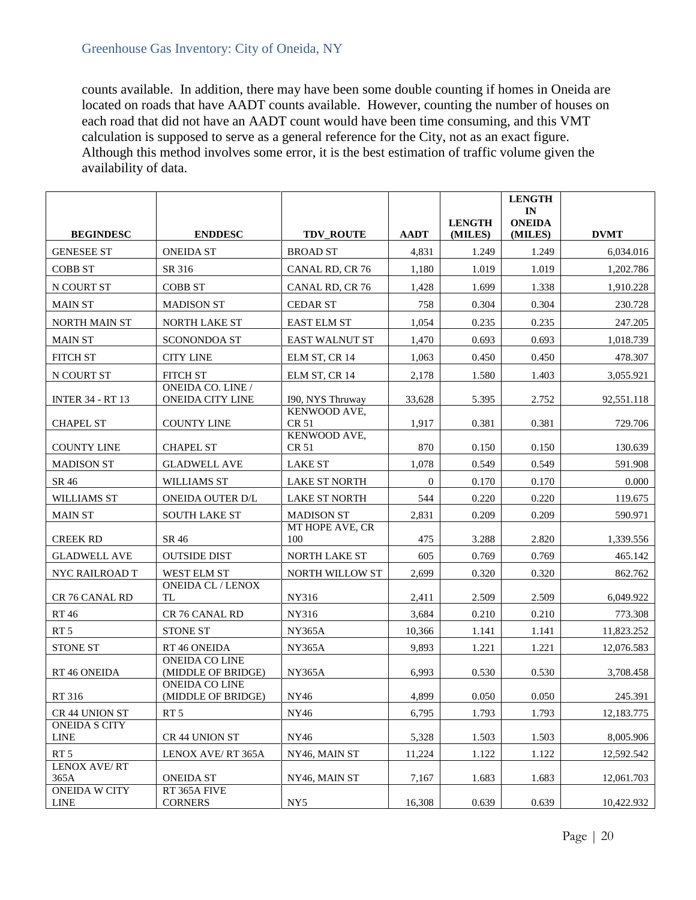counts available. In addition, there may have been some double counting if homes in Oneida are located on roads that have AADT counts available. However, counting the number of houses on each road that did not have an AADT count would have been time consuming, and this VMT calculation is supposed to serve as a general reference for the City, not as an exact figure. Although this method involves some error, it is the best estimation of traffic volume given the availability of data.

| BEGINDESC | ENDDESC | TDV_ROUTE | AADT | LENGTH (MILES) | LENGTH IN ONEIDA (MILES) | DVMT |
|---|---|---|---|---|---|---|
| GENESEE ST | ONEIDA ST | BROAD ST | 4,831 | 1.249 | 1.249 | 6,034.016 |
| COBB ST | SR 316 | CANAL RD, CR 76 | 1,180 | 1.019 | 1.019 | 1,202.786 |
| N COURT ST | COBB ST | CANAL RD, CR 76 | 1,428 | 1.699 | 1.338 | 1,910.228 |
| MAIN ST | MADISON ST | CEDAR ST | 758 | 0.304 | 0.304 | 230.728 |
| NORTH MAIN ST | NORTH LAKE ST | EAST ELM ST | 1,054 | 0.235 | 0.235 | 247.205 |
| MAIN ST | SCONONDOA ST | EAST WALNUT ST | 1,470 | 0.693 | 0.693 | 1,018.739 |
| FITCH ST | CITY LINE | ELM ST, CR 14 | 1,063 | 0.450 | 0.450 | 478.307 |
| N COURT ST | FITCH ST | ELM ST, CR 14 | 2,178 | 1.580 | 1.403 | 3,055.921 |
| INTER 34 - RT 13 | ONEIDA CO. LINE / ONEIDA CITY LINE | I90, NYS Thruway | 33,628 | 5.395 | 2.752 | 92,551.118 |
| CHAPEL ST | COUNTY LINE | KENWOOD AVE, CR 51 | 1,917 | 0.381 | 0.381 | 729.706 |
| COUNTY LINE | CHAPEL ST | KENWOOD AVE, CR 51 | 870 | 0.150 | 0.150 | 130.639 |
| MADISON ST | GLADWELL AVE | LAKE ST | 1,078 | 0.549 | 0.549 | 591.908 |
| SR 46 | WILLIAMS ST | LAKE ST NORTH | 0 | 0.170 | 0.170 | 0.000 |
| WILLIAMS ST | ONEIDA OUTER D/L | LAKE ST NORTH | 544 | 0.220 | 0.220 | 119.675 |
| MAIN ST | SOUTH LAKE ST | MADISON ST | 2,831 | 0.209 | 0.209 | 590.971 |
| CREEK RD | SR 46 | MT HOPE AVE, CR 100 | 475 | 3.288 | 2.820 | 1,339.556 |
| GLADWELL AVE | OUTSIDE DIST | NORTH LAKE ST | 605 | 0.769 | 0.769 | 465.142 |
| NYC RAILROAD T | WEST ELM ST | NORTH WILLOW ST | 2,699 | 0.320 | 0.320 | 862.762 |
| CR 76 CANAL RD | ONEIDA CL / LENOX TL | NY316 | 2,411 | 2.509 | 2.509 | 6,049.922 |
| RT 46 | CR 76 CANAL RD | NY316 | 3,684 | 0.210 | 0.210 | 773.308 |
| RT 5 | STONE ST | NY365A | 10,366 | 1.141 | 1.141 | 11,823.252 |
| STONE ST | RT 46 ONEIDA | NY365A | 9,893 | 1.221 | 1.221 | 12,076.583 |
| RT 46 ONEIDA | ONEIDA CO LINE (MIDDLE OF BRIDGE) | NY365A | 6,993 | 0.530 | 0.530 | 3,708.458 |
| RT 316 | ONEIDA CO LINE (MIDDLE OF BRIDGE) | NY46 | 4,899 | 0.050 | 0.050 | 245.391 |
| CR 44 UNION ST | RT 5 | NY46 | 6,795 | 1.793 | 1.793 | 12,183.775 |
| ONEIDA S CITY LINE | CR 44 UNION ST | NY46 | 5,328 | 1.503 | 1.503 | 8,005.906 |
| RT 5 | LENOX AVE/ RT 365A | NY46, MAIN ST | 11,224 | 1.122 | 1.122 | 12,592.542 |
| LENOX AVE/ RT 365A | ONEIDA ST | NY46, MAIN ST | 7,167 | 1.683 | 1.683 | 12,061.703 |
| ONEIDA W CITY LINE | RT 365A FIVE CORNERS | NY5 | 16,308 | 0.639 | 0.639 | 10,422.932 |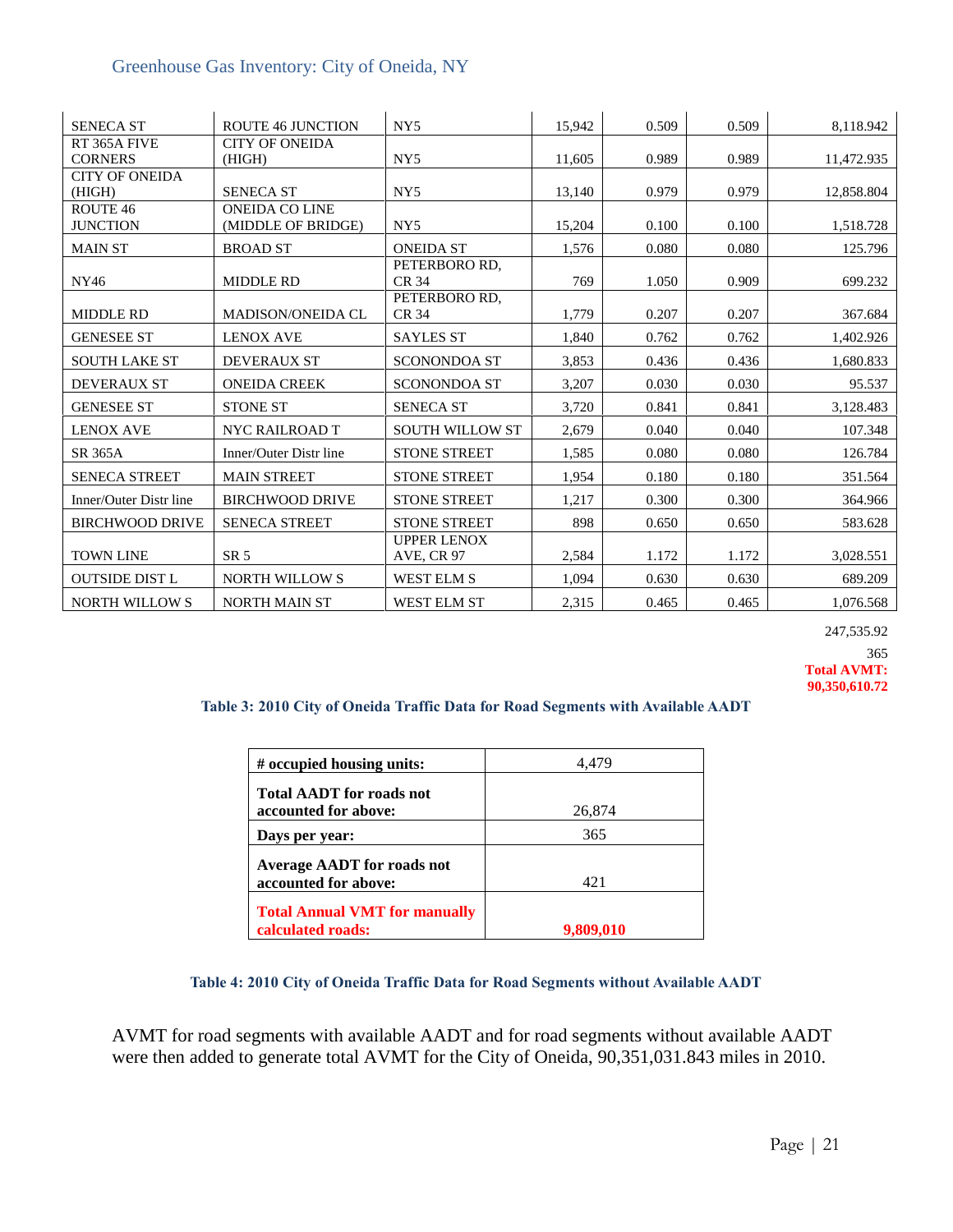| | | | | | | |
|---|---|---|---|---|---|---|
| SENECA ST | ROUTE 46 JUNCTION | NY5 | 15,942 | 0.509 | 0.509 | 8,118.942 |
| RT 365A FIVE CORNERS | CITY OF ONEIDA (HIGH) | NY5 | 11,605 | 0.989 | 0.989 | 11,472.935 |
| CITY OF ONEIDA (HIGH) | SENECA ST | NY5 | 13,140 | 0.979 | 0.979 | 12,858.804 |
| ROUTE 46 JUNCTION | ONEIDA CO LINE (MIDDLE OF BRIDGE) | NY5 | 15,204 | 0.100 | 0.100 | 1,518.728 |
| MAIN ST | BROAD ST | ONEIDA ST | 1,576 | 0.080 | 0.080 | 125.796 |
| NY46 | MIDDLE RD | PETERBORO RD, CR 34 | 769 | 1.050 | 0.909 | 699.232 |
| MIDDLE RD | MADISON/ONEIDA CL | PETERBORO RD, CR 34 | 1,779 | 0.207 | 0.207 | 367.684 |
| GENESEE ST | LENOX AVE | SAYLES ST | 1,840 | 0.762 | 0.762 | 1,402.926 |
| SOUTH LAKE ST | DEVERAUX ST | SCONONDOA ST | 3,853 | 0.436 | 0.436 | 1,680.833 |
| DEVERAUX ST | ONEIDA CREEK | SCONONDOA ST | 3,207 | 0.030 | 0.030 | 95.537 |
| GENESEE ST | STONE ST | SENECA ST | 3,720 | 0.841 | 0.841 | 3,128.483 |
| LENOX AVE | NYC RAILROAD T | SOUTH WILLOW ST | 2,679 | 0.040 | 0.040 | 107.348 |
| SR 365A | Inner/Outer Distr line | STONE STREET | 1,585 | 0.080 | 0.080 | 126.784 |
| SENECA STREET | MAIN STREET | STONE STREET | 1,954 | 0.180 | 0.180 | 351.564 |
| Inner/Outer Distr line | BIRCHWOOD DRIVE | STONE STREET | 1,217 | 0.300 | 0.300 | 364.966 |
| BIRCHWOOD DRIVE | SENECA STREET | STONE STREET | 898 | 0.650 | 0.650 | 583.628 |
| TOWN LINE | SR 5 | UPPER LENOX AVE, CR 97 | 2,584 | 1.172 | 1.172 | 3,028.551 |
| OUTSIDE DIST L | NORTH WILLOW S | WEST ELM S | 1,094 | 0.630 | 0.630 | 689.209 |
| NORTH WILLOW S | NORTH MAIN ST | WEST ELM ST | 2,315 | 0.465 | 0.465 | 1,076.568 |
| | | | | | | 247,535.92 |
| | | | | | | 365 |
| | | | | | | **Total AVMT: 90,350,610.72** |

**Table 3: 2010 City of Oneida Traffic Data for Road Segments with Available AADT**

| | |
|---|---|
| **# occupied housing units:** | 4,479 |
| **Total AADT for roads not accounted for above:** | 26,874 |
| **Days per year:** | 365 |
| **Average AADT for roads not accounted for above:** | 421 |
| **Total Annual VMT for manually calculated roads:** | **9,809,010** |

**Table 4: 2010 City of Oneida Traffic Data for Road Segments without Available AADT**

AVMT for road segments with available AADT and for road segments without available AADT were then added to generate total AVMT for the City of Oneida, 90,351,031.843 miles in 2010.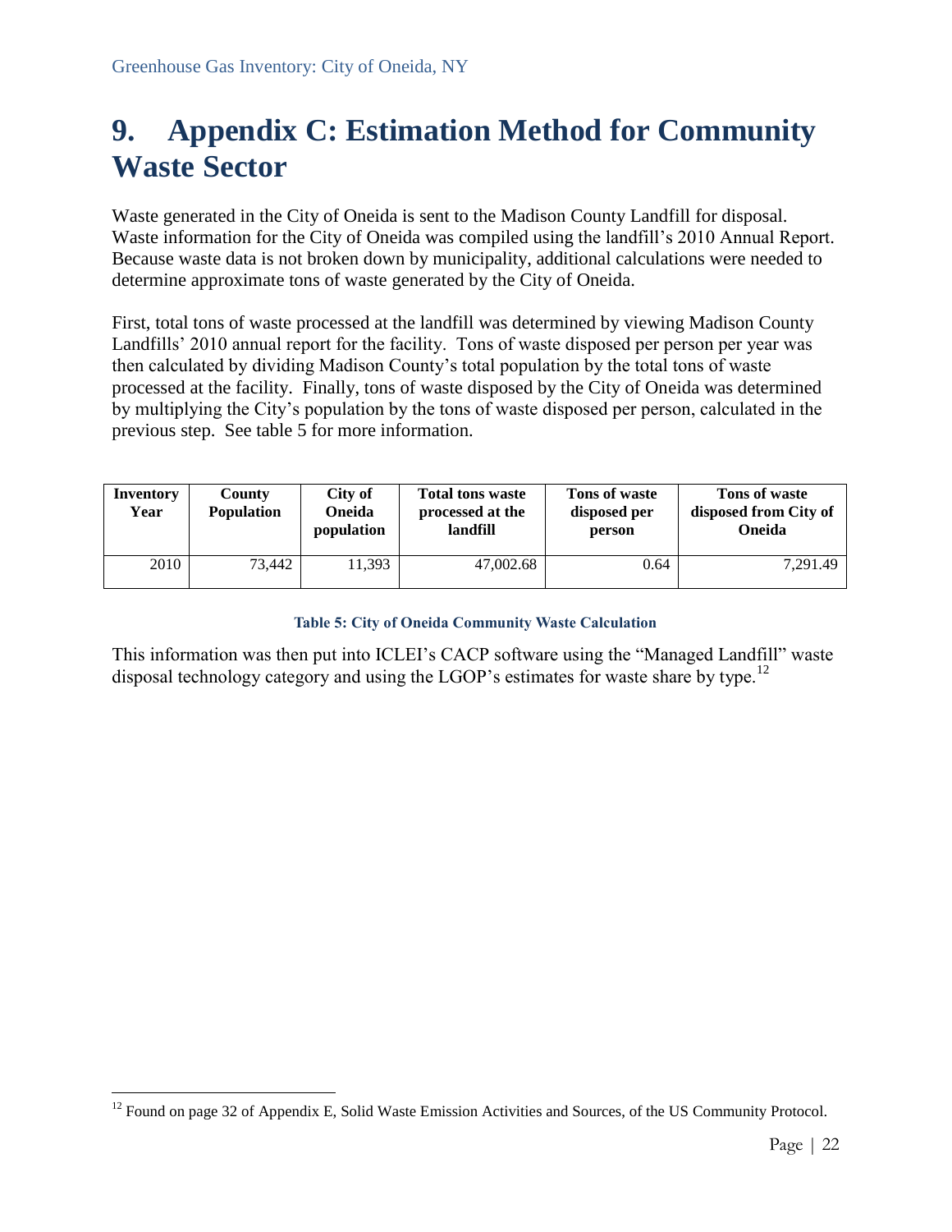# 9. Appendix C: Estimation Method for Community Waste Sector

Waste generated in the City of Oneida is sent to the Madison County Landfill for disposal. Waste information for the City of Oneida was compiled using the landfill's 2010 Annual Report. Because waste data is not broken down by municipality, additional calculations were needed to determine approximate tons of waste generated by the City of Oneida.

First, total tons of waste processed at the landfill was determined by viewing Madison County Landfills' 2010 annual report for the facility. Tons of waste disposed per person per year was then calculated by dividing Madison County's total population by the total tons of waste processed at the facility. Finally, tons of waste disposed by the City of Oneida was determined by multiplying the City's population by the tons of waste disposed per person, calculated in the previous step. See table 5 for more information.

| Inventory Year | County Population | City of Oneida population | Total tons waste processed at the landfill | Tons of waste disposed per person | Tons of waste disposed from City of Oneida |
|---|---|---|---|---|---|
| 2010 | 73,442 | 11,393 | 47,002.68 | 0.64 | 7,291.49 |

**Table 5: City of Oneida Community Waste Calculation**

This information was then put into ICLEI's CACP software using the "Managed Landfill" waste disposal technology category and using the LGOP's estimates for waste share by type.[12]

[12] Found on page 32 of Appendix E, Solid Waste Emission Activities and Sources, of the US Community Protocol.